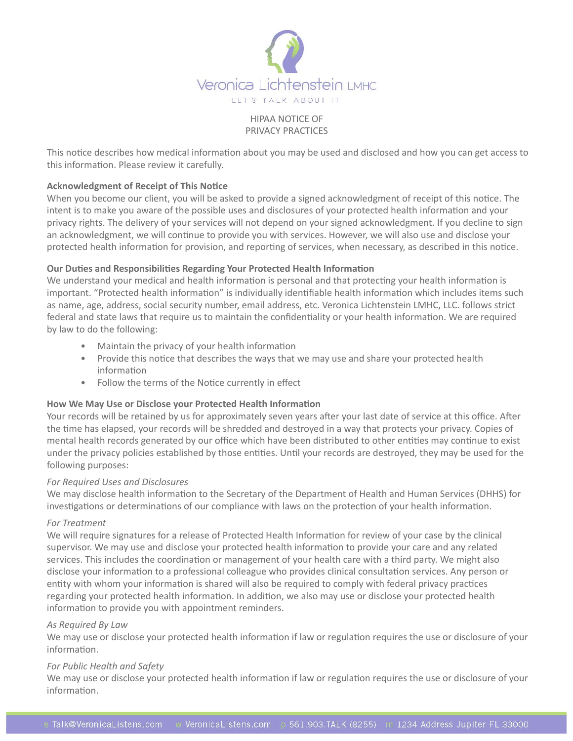Veronica Lichtenstein LMHC

LET'S TALK ABOUT IT

# HIPAA NOTICE OF PRIVACY PRACTICES

This notice describes how medical information about you may be used and disclosed and how you can get access to this information. Please review it carefully.

**Acknowledgment of Receipt of This Notice**

When you become our client, you will be asked to provide a signed acknowledgment of receipt of this notice. The intent is to make you aware of the possible uses and disclosures of your protected health information and your privacy rights. The delivery of your services will not depend on your signed acknowledgment. If you decline to sign an acknowledgment, we will continue to provide you with services. However, we will also use and disclose your protected health information for provision, and reporting of services, when necessary, as described in this notice.

**Our Duties and Responsibilities Regarding Your Protected Health Information**

We understand your medical and health information is personal and that protecting your health information is important. "Protected health information" is individually identifiable health information which includes items such as name, age, address, social security number, email address, etc. Veronica Lichtenstein LMHC, LLC. follows strict federal and state laws that require us to maintain the confidentiality or your health information. We are required by law to do the following:

- Maintain the privacy of your health information
- Provide this notice that describes the ways that we may use and share your protected health information
- Follow the terms of the Notice currently in effect

**How We May Use or Disclose your Protected Health Information**

Your records will be retained by us for approximately seven years after your last date of service at this office. After the time has elapsed, your records will be shredded and destroyed in a way that protects your privacy. Copies of mental health records generated by our office which have been distributed to other entities may continue to exist under the privacy policies established by those entities. Until your records are destroyed, they may be used for the following purposes:

*For Required Uses and Disclosures*

We may disclose health information to the Secretary of the Department of Health and Human Services (DHHS) for investigations or determinations of our compliance with laws on the protection of your health information.

*For Treatment*

We will require signatures for a release of Protected Health Information for review of your case by the clinical supervisor. We may use and disclose your protected health information to provide your care and any related services. This includes the coordination or management of your health care with a third party. We might also disclose your information to a professional colleague who provides clinical consultation services. Any person or entity with whom your information is shared will also be required to comply with federal privacy practices regarding your protected health information. In addition, we also may use or disclose your protected health information to provide you with appointment reminders.

*As Required By Law*

We may use or disclose your protected health information if law or regulation requires the use or disclosure of your information.

*For Public Health and Safety*

We may use or disclose your protected health information if law or regulation requires the use or disclosure of your information.

e Talk@VeronicaListens.com w VeronicaListens.com p 561.903.TALK (8255) m 1234 Address Jupiter FL 33000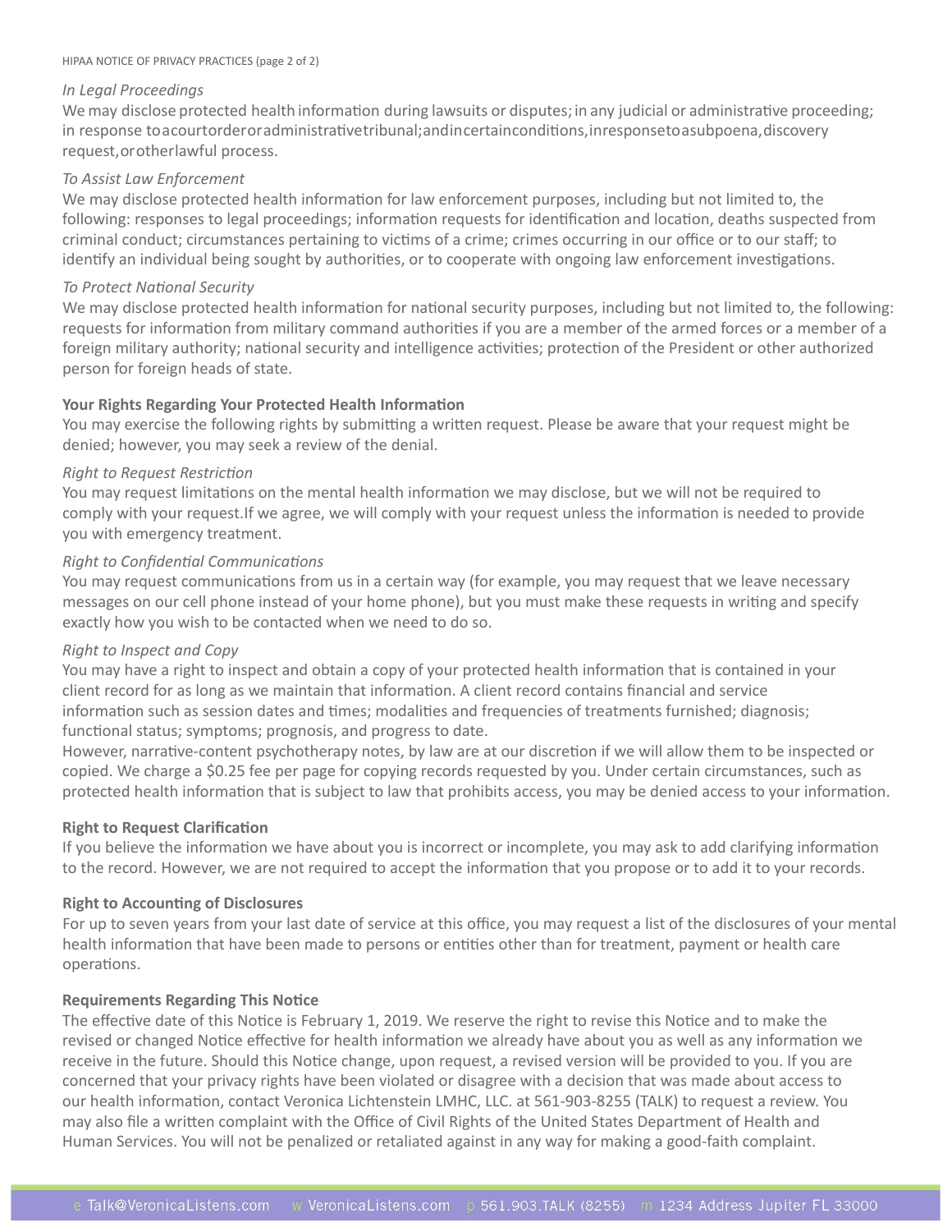*In Legal Proceedings*
We may disclose protected health information during lawsuits or disputes; in any judicial or administrative proceeding; in response to a court order or administrative tribunal; and in certain conditions, in response to a subpoena, discovery request, or other lawful process.

*To Assist Law Enforcement*
We may disclose protected health information for law enforcement purposes, including but not limited to, the following: responses to legal proceedings; information requests for identification and location, deaths suspected from criminal conduct; circumstances pertaining to victims of a crime; crimes occurring in our office or to our staff; to identify an individual being sought by authorities, or to cooperate with ongoing law enforcement investigations.

*To Protect National Security*
We may disclose protected health information for national security purposes, including but not limited to, the following: requests for information from military command authorities if you are a member of the armed forces or a member of a foreign military authority; national security and intelligence activities; protection of the President or other authorized person for foreign heads of state.

**Your Rights Regarding Your Protected Health Information**
You may exercise the following rights by submitting a written request. Please be aware that your request might be denied; however, you may seek a review of the denial.

*Right to Request Restriction*
You may request limitations on the mental health information we may disclose, but we will not be required to comply with your request.If we agree, we will comply with your request unless the information is needed to provide you with emergency treatment.

*Right to Confidential Communications*
You may request communications from us in a certain way (for example, you may request that we leave necessary messages on our cell phone instead of your home phone), but you must make these requests in writing and specify exactly how you wish to be contacted when we need to do so.

*Right to Inspect and Copy*
You may have a right to inspect and obtain a copy of your protected health information that is contained in your client record for as long as we maintain that information. A client record contains financial and service information such as session dates and times; modalities and frequencies of treatments furnished; diagnosis; functional status; symptoms; prognosis, and progress to date.
However, narrative-content psychotherapy notes, by law are at our discretion if we will allow them to be inspected or copied. We charge a $0.25 fee per page for copying records requested by you. Under certain circumstances, such as protected health information that is subject to law that prohibits access, you may be denied access to your information.

**Right to Request Clarification**
If you believe the information we have about you is incorrect or incomplete, you may ask to add clarifying information to the record. However, we are not required to accept the information that you propose or to add it to your records.

**Right to Accounting of Disclosures**
For up to seven years from your last date of service at this office, you may request a list of the disclosures of your mental health information that have been made to persons or entities other than for treatment, payment or health care operations.

**Requirements Regarding This Notice**
The effective date of this Notice is February 1, 2019. We reserve the right to revise this Notice and to make the revised or changed Notice effective for health information we already have about you as well as any information we receive in the future. Should this Notice change, upon request, a revised version will be provided to you. If you are concerned that your privacy rights have been violated or disagree with a decision that was made about access to our health information, contact Veronica Lichtenstein LMHC, LLC. at 561-903-8255 (TALK) to request a review. You may also file a written complaint with the Office of Civil Rights of the United States Department of Health and Human Services. You will not be penalized or retaliated against in any way for making a good-faith complaint.

e Talk@VeronicaListens.com w VeronicaListens.com p 561.903.TALK (8255) m 1234 Address Jupiter FL 33000